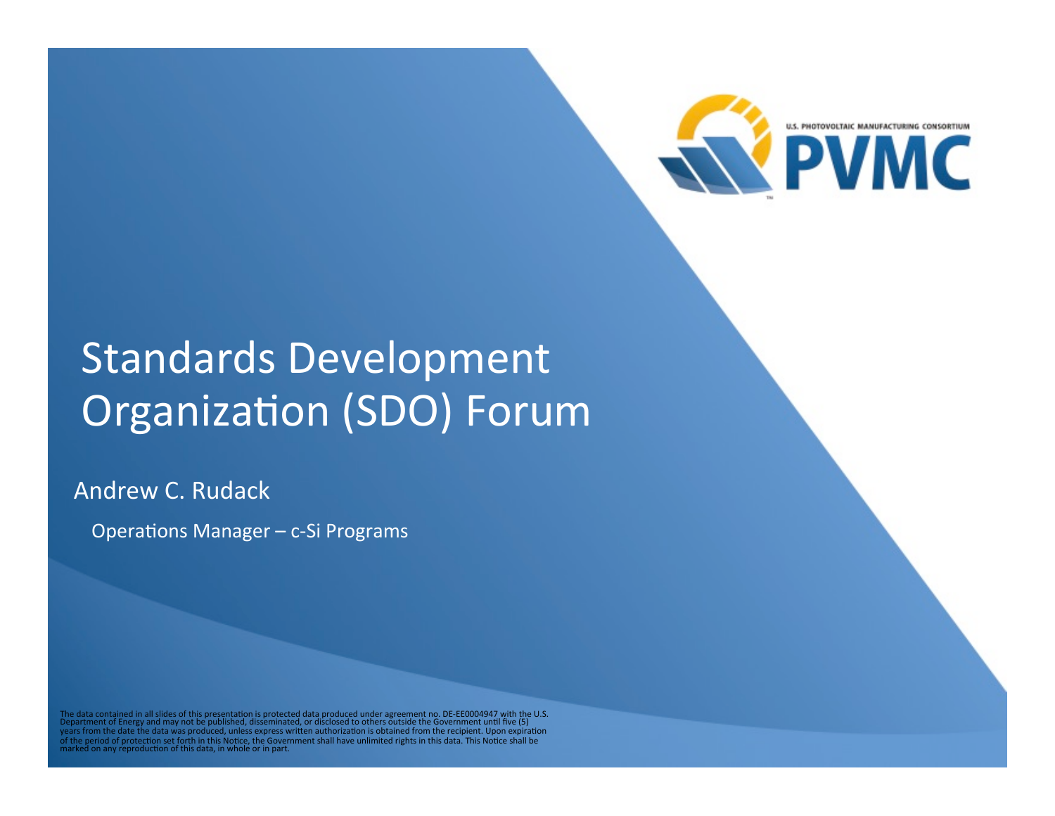U.S. PHOTOVOLTAIC MANUFACTURING CONSORTIUM

PVMC

# Standards Development Organization (SDO) Forum

Andrew C. Rudack

Operations Manager – c-Si Programs

The data contained in all slides of this presentation is protected data produced under agreement no. DE-EE0004947 with the U.S. Department of Energy and may not be published, disseminated, or disclosed to others outside the Government until five (5) years from the date the data was produced, unless express written authorization is obtained from the recipient. Upon expiration of the period of protection set forth in this Notice, the Government shall have unlimited rights in this data. This Notice shall be marked on any reproduction of this data, in whole or in part.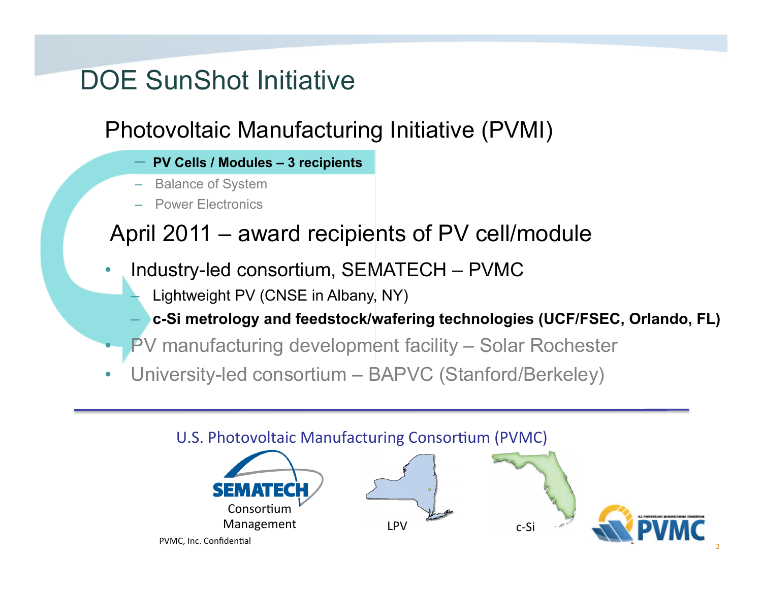# DOE SunShot Initiative

## Photovoltaic Manufacturing Initiative (PVMI)

- **PV Cells / Modules – 3 recipients**
- Balance of System
- Power Electronics

## April 2011 – award recipients of PV cell/module

- Industry-led consortium, SEMATECH – PVMC
  - Lightweight PV (CNSE in Albany, NY)
  - **c-Si metrology and feedstock/wafering technologies (UCF/FSEC, Orlando, FL)**
- PV manufacturing development facility – Solar Rochester
- University-led consortium – BAPVC (Stanford/Berkeley)

U.S. Photovoltaic Manufacturing Consortium (PVMC)

SEMATECH Consortium Management

LPV

c-Si

PVMC

PVMC, Inc. Confidential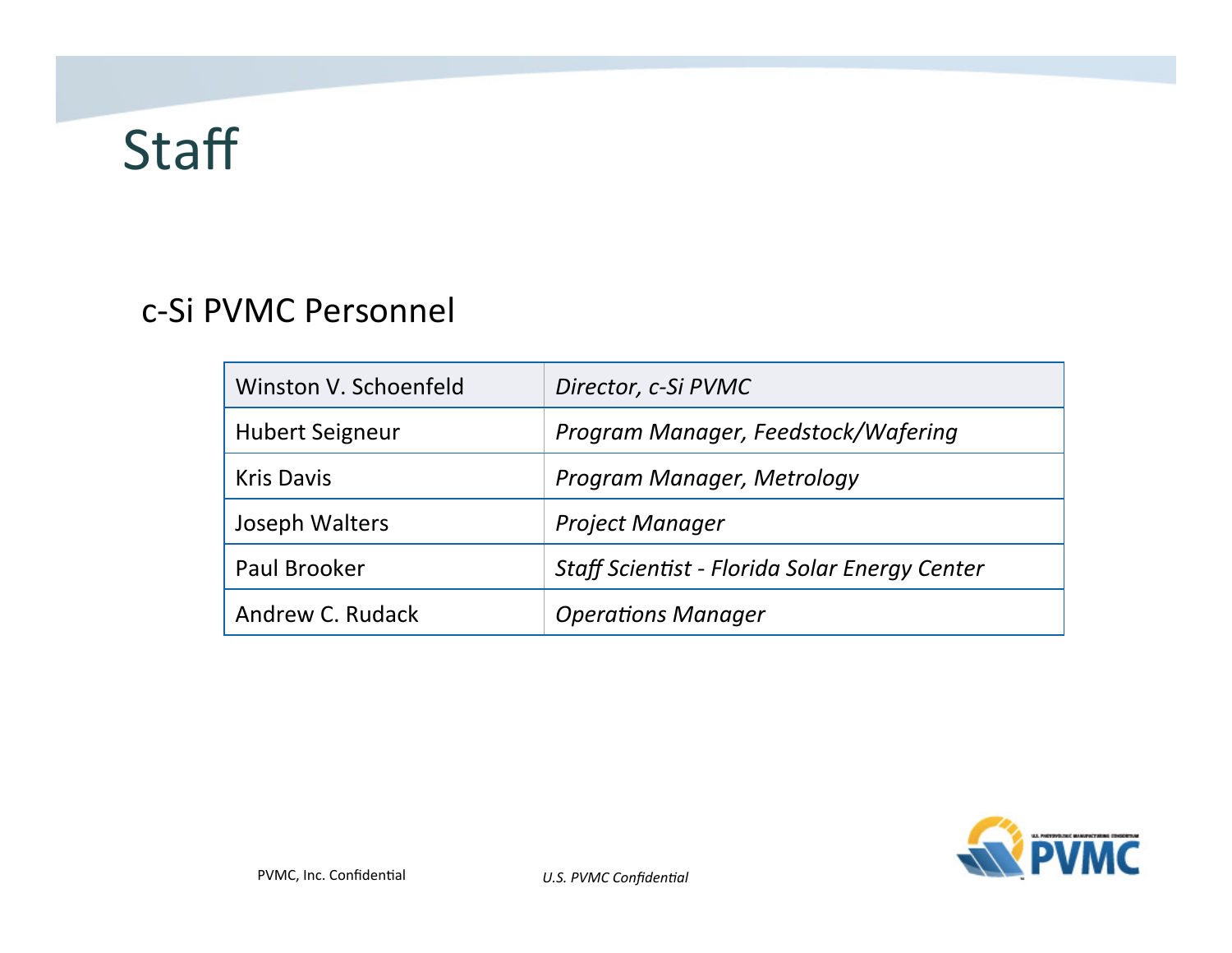# Staff

## c-Si PVMC Personnel

| Name | Role |
|---|---|
| Winston V. Schoenfeld | *Director, c-Si PVMC* |
| Hubert Seigneur | *Program Manager, Feedstock/Wafering* |
| Kris Davis | *Program Manager, Metrology* |
| Joseph Walters | *Project Manager* |
| Paul Brooker | *Staff Scientist - Florida Solar Energy Center* |
| Andrew C. Rudack | *Operations Manager* |

PVMC, Inc. Confidential

*U.S. PVMC Confidential*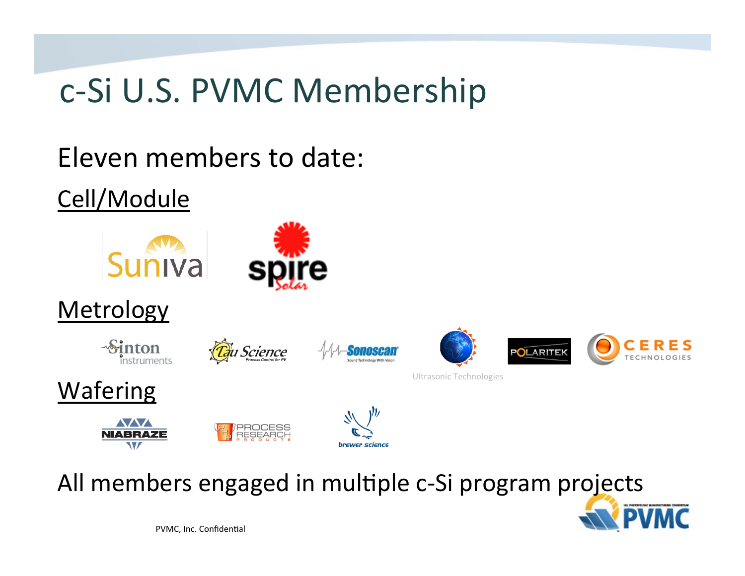# c-Si U.S. PVMC Membership

Eleven members to date:

Cell/Module

Suniva

spire Solar

Metrology

Sinton instruments

Tau Science Process Control for PV

Sonoscan Sound Technology With Vision

Ultrasonic Technologies

POLARITEK

CERES TECHNOLOGIES

Wafering

NIABRAZE

PROCESS RESEARCH PRODUCTS

brewer science

All members engaged in multiple c-Si program projects

PVMC, Inc. Confidential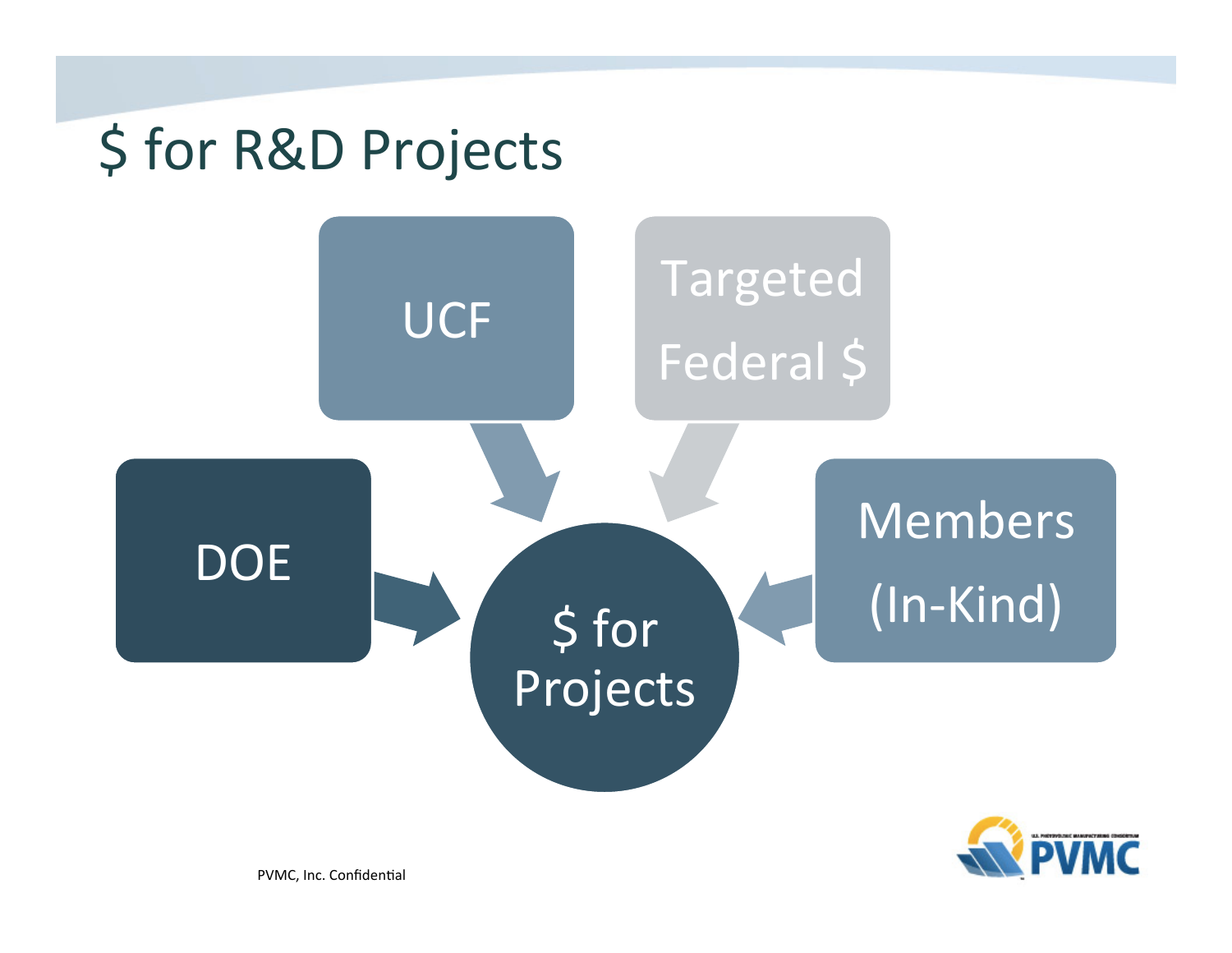# $ for R&D Projects

- DOE
- UCF
- Targeted Federal $
- Members (In-Kind)

→ $ for Projects

PVMC, Inc. Confidential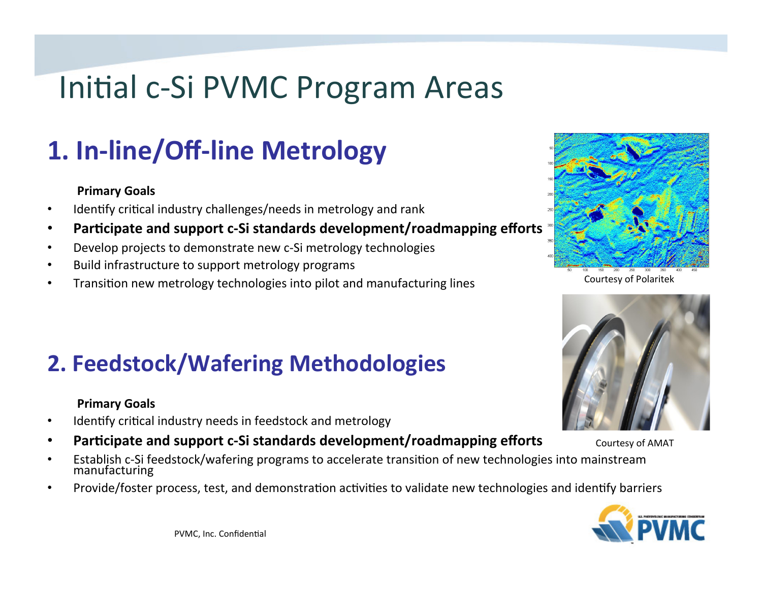# Initial c-Si PVMC Program Areas

## 1. In-line/Off-line Metrology

**Primary Goals**

- Identify critical industry challenges/needs in metrology and rank
- **Participate and support c-Si standards development/roadmapping efforts**
- Develop projects to demonstrate new c-Si metrology technologies
- Build infrastructure to support metrology programs
- Transition new metrology technologies into pilot and manufacturing lines

Courtesy of Polaritek

## 2. Feedstock/Wafering Methodologies

**Primary Goals**

- Identify critical industry needs in feedstock and metrology
- **Participate and support c-Si standards development/roadmapping efforts**
- Establish c-Si feedstock/wafering programs to accelerate transition of new technologies into mainstream manufacturing
- Provide/foster process, test, and demonstration activities to validate new technologies and identify barriers

Courtesy of AMAT

PVMC, Inc. Confidential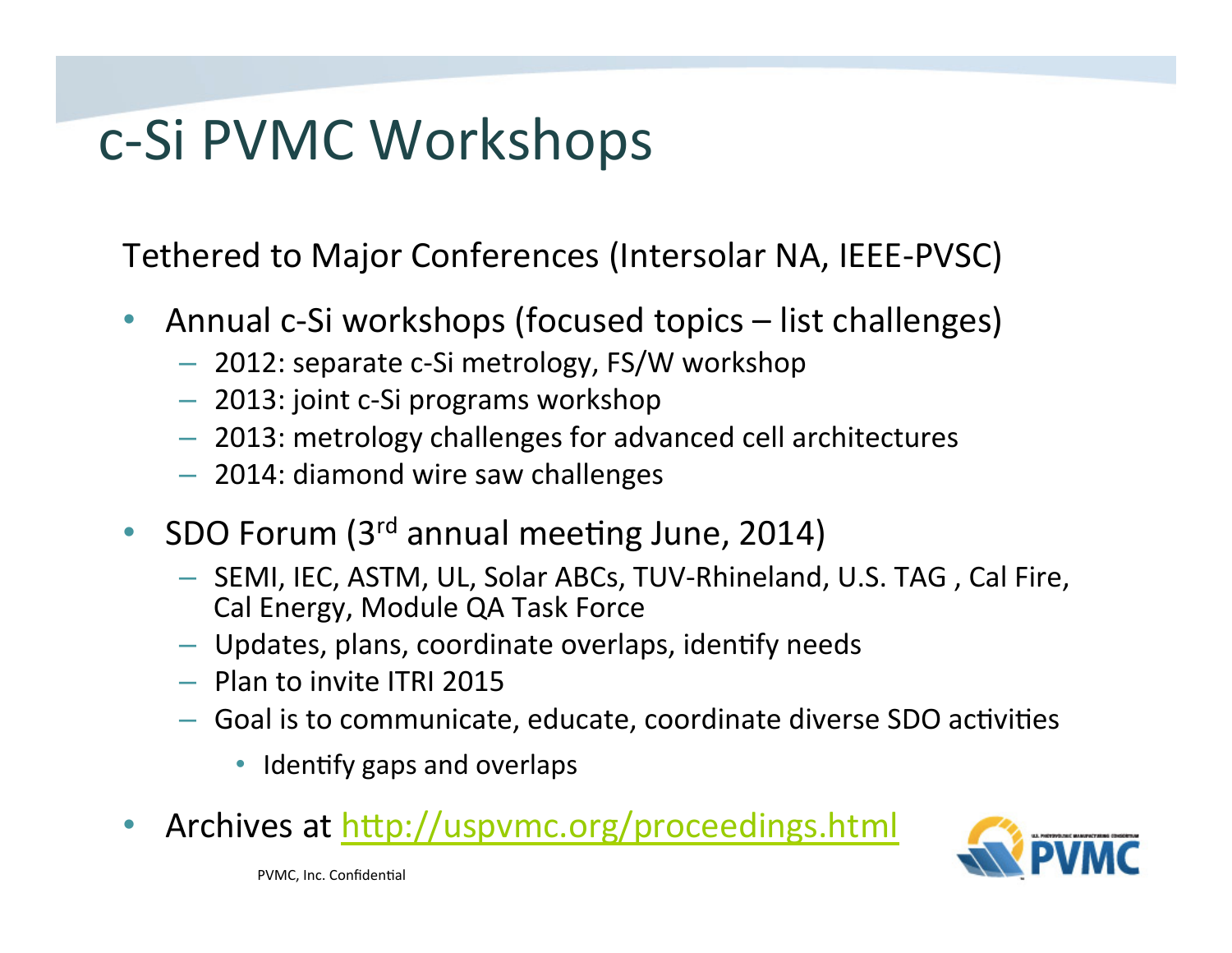# c-Si PVMC Workshops

Tethered to Major Conferences (Intersolar NA, IEEE-PVSC)

- Annual c-Si workshops (focused topics – list challenges)
  - 2012: separate c-Si metrology, FS/W workshop
  - 2013: joint c-Si programs workshop
  - 2013: metrology challenges for advanced cell architectures
  - 2014: diamond wire saw challenges
- SDO Forum (3rd annual meeting June, 2014)
  - SEMI, IEC, ASTM, UL, Solar ABCs, TUV-Rhineland, U.S. TAG , Cal Fire, Cal Energy, Module QA Task Force
  - Updates, plans, coordinate overlaps, identify needs
  - Plan to invite ITRI 2015
  - Goal is to communicate, educate, coordinate diverse SDO activities
    - Identify gaps and overlaps
- Archives at http://uspvmc.org/proceedings.html

PVMC, Inc. Confidential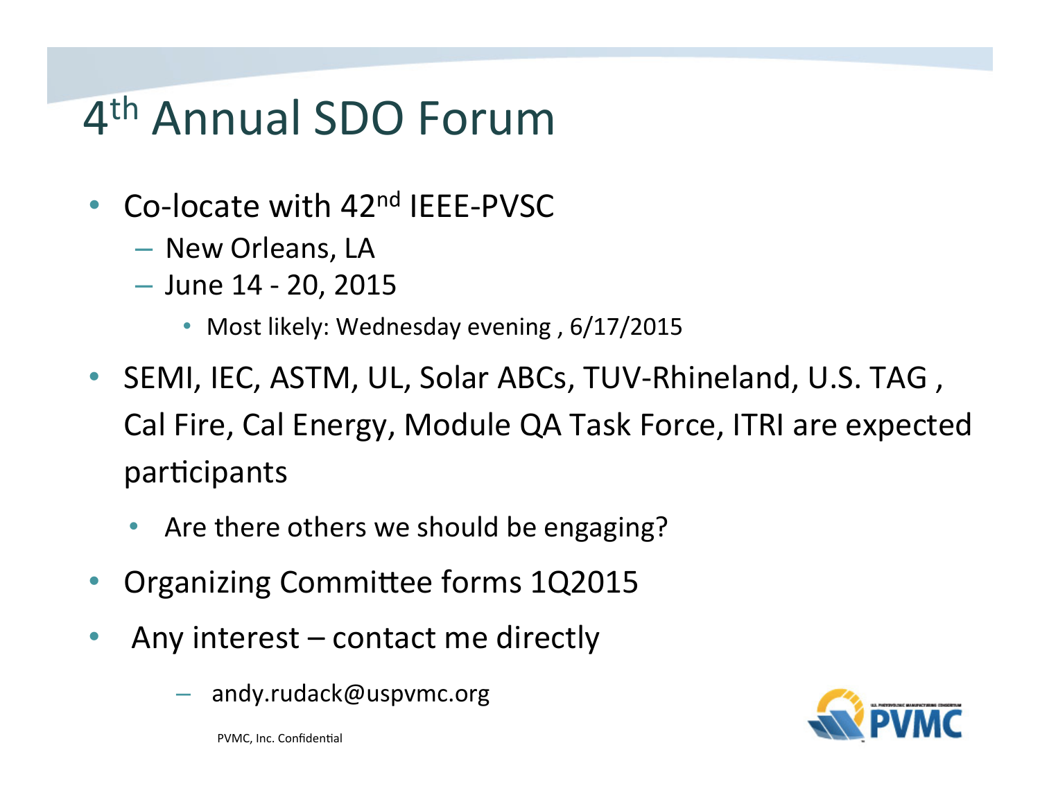# 4th Annual SDO Forum

- Co-locate with 42nd IEEE-PVSC
  - New Orleans, LA
  - June 14 - 20, 2015
    - Most likely: Wednesday evening , 6/17/2015
- SEMI, IEC, ASTM, UL, Solar ABCs, TUV-Rhineland, U.S. TAG , Cal Fire, Cal Energy, Module QA Task Force, ITRI are expected participants
  - Are there others we should be engaging?
- Organizing Committee forms 1Q2015
- Any interest – contact me directly
  - andy.rudack@uspvmc.org

PVMC, Inc. Confidential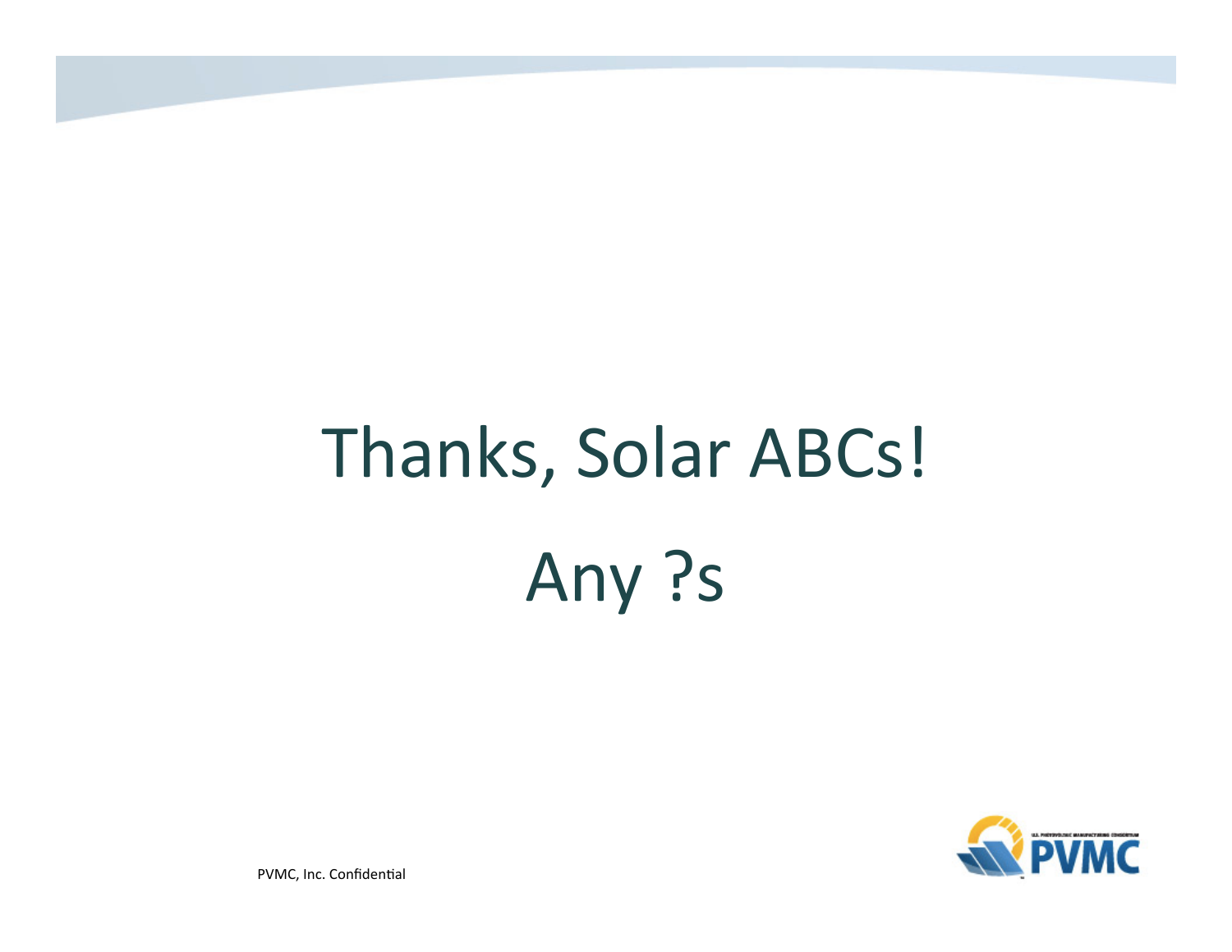# Thanks, Solar ABCs!

# Any ?s

PVMC, Inc. Confidential